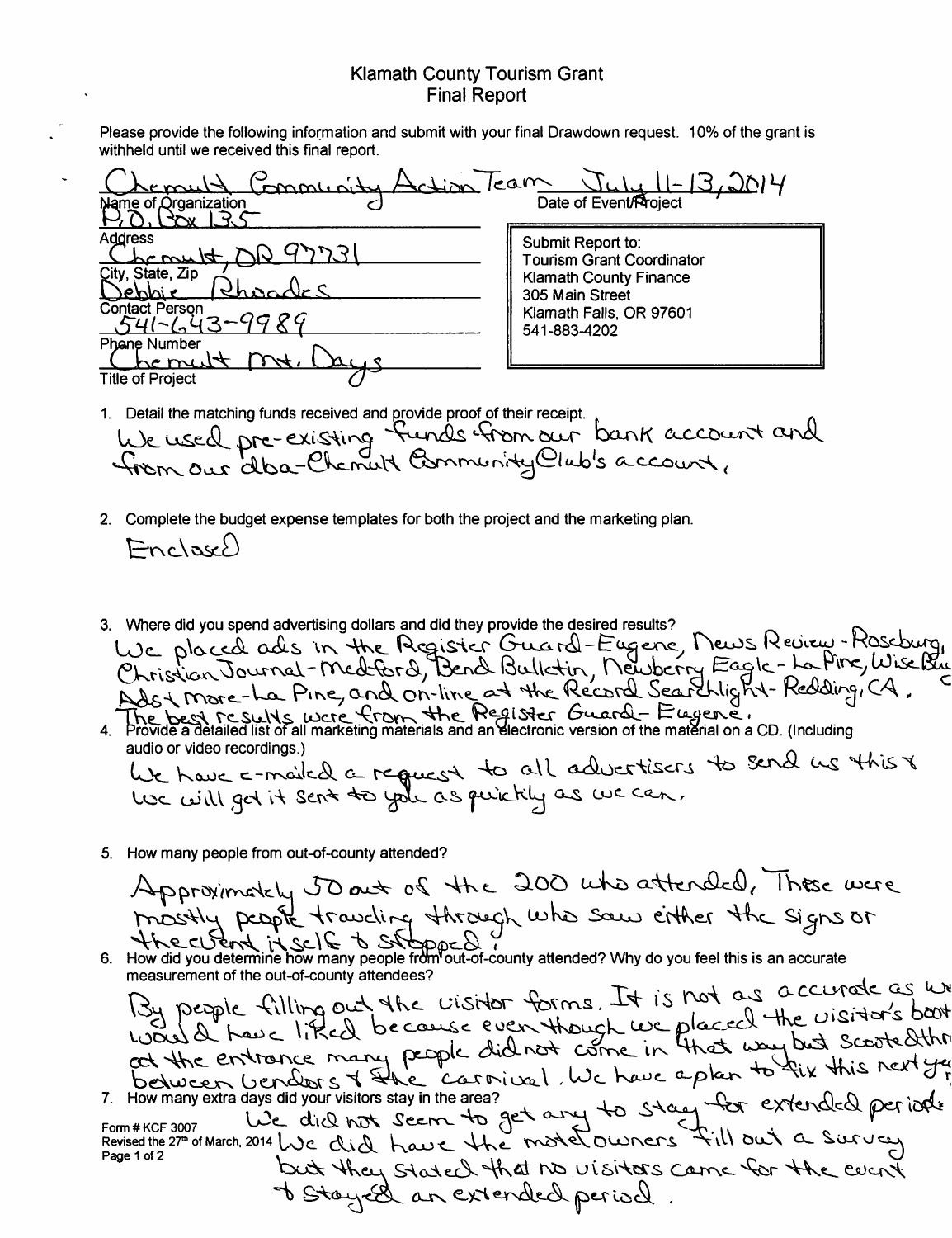# Klamath County Tourism Grant
## Final Report

Please provide the following information and submit with your final Drawdown request. 10% of the grant is withheld until we received this final report.

Chemult Community Action Team
Name of Organization

July 11-13, 2014
Date of Event/Project

P.O. Box 135
Address

Chemult, OR 97731
City, State, Zip

Debbie Rhoades
Contact Person

541-643-9989
Phone Number

Chemult Mt. Days
Title of Project

> Submit Report to:
> Tourism Grant Coordinator
> Klamath County Finance
> 305 Main Street
> Klamath Falls, OR 97601
> 541-883-4202

1. Detail the matching funds received and provide proof of their receipt.

   We used pre-existing funds from our bank account and from our dba-Chemult Community Club's account.

2. Complete the budget expense templates for both the project and the marketing plan.

   Enclosed

3. Where did you spend advertising dollars and did they provide the desired results?

   We placed ads in the Register Guard-Eugene, News Review-Roseburg, Christian Journal-Medford, Bend Bulletin, Newberry Eagle-La Pine, Wise Buy Ads + more-La Pine, and on-line at the Record Searchlight-Redding, CA. The best results were from the Register Guard-Eugene.

4. Provide a detailed list of all marketing materials and an electronic version of the material on a CD. (Including audio or video recordings.)

   We have e-mailed a request to all advertisers to send us this & we will get it sent to you as quickly as we can.

5. How many people from out-of-county attended?

   Approximately 50 out of the 200 who attended, These were mostly people traveling through who saw either the signs or the event itself & stopped.

6. How did you determine how many people from out-of-county attended? Why do you feel this is an accurate measurement of the out-of-county attendees?

   By people filling out the visitor forms. It is not as accurate as we would have liked because even though we placed the visitor's boot at the entrance many people did not come in that way but scooted thru between vendors & the carnival. We have a plan to fix this next year.

7. How many extra days did your visitors stay in the area?

   We did not seem to get any to stay for extended periods. We did have the motel owners fill out a survey but they stated that no visitors came for the event & stayed an extended period.

Form # KCF 3007
Revised the 27th of March, 2014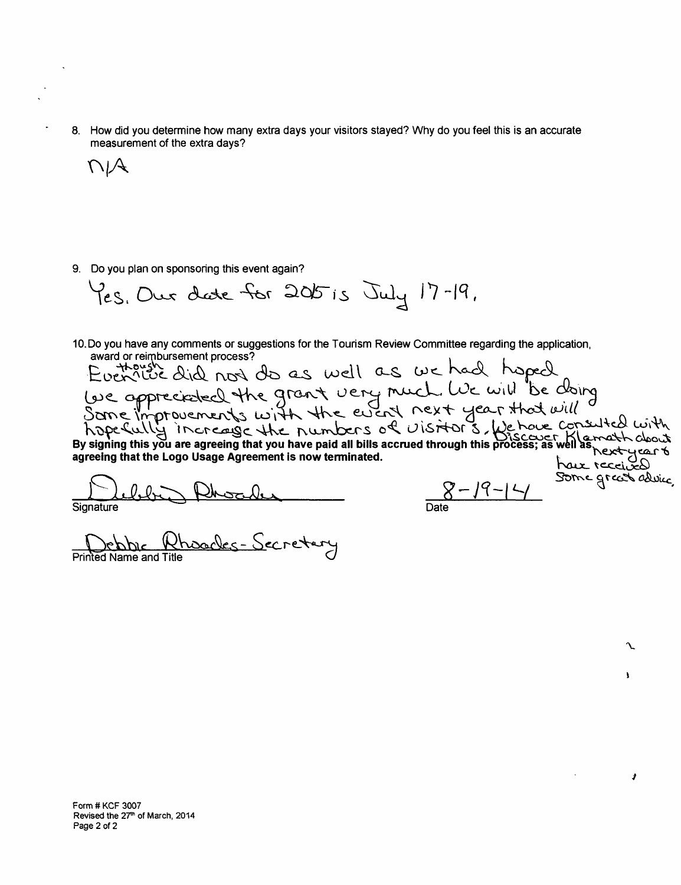8. How did you determine how many extra days your visitors stayed? Why do you feel this is an accurate measurement of the extra days?

N/A

9. Do you plan on sponsoring this event again?

Yes. Our date for 2015 is July 17-19.

10. Do you have any comments or suggestions for the Tourism Review Committee regarding the application, award or reimbursement process?

Even though we did not do as well as we had hoped we appreciated the grant very much. We will be doing some improvements with the event next year that will hopefully increase the numbers of visitors. We have consulted with Discover Klamath about next year & have received some great advice.

**By signing this you are agreeing that you have paid all bills accrued through this process; as well as agreeing that the Logo Usage Agreement is now terminated.**

Debbie Rhoades
Signature

8-19-14
Date

Debbie Rhoades - Secretary
Printed Name and Title

Form # KCF 3007
Revised the 27th of March, 2014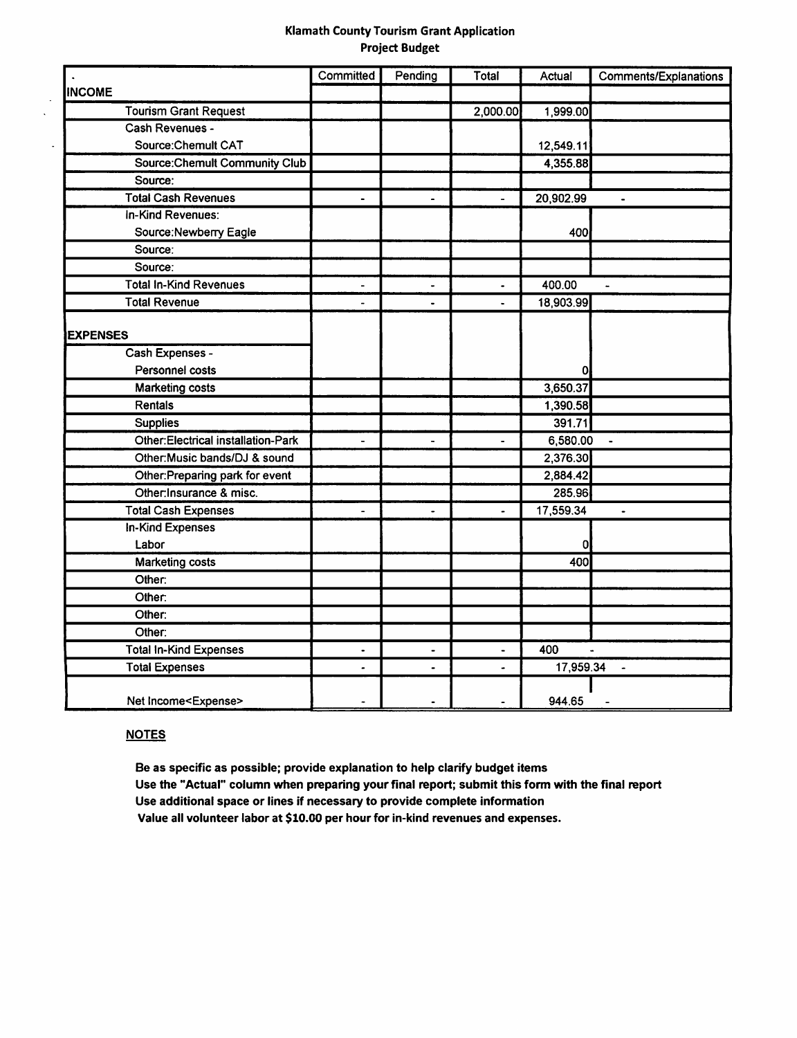## Klamath County Tourism Grant Application
### Project Budget

| . | Committed | Pending | Total | Actual | Comments/Explanations |
|---|---|---|---|---|---|
| **INCOME** | | | | | |
| Tourism Grant Request | | | 2,000.00 | 1,999.00 | |
| Cash Revenues - | | | | | |
| Source:Chemult CAT | | | | 12,549.11 | |
| Source:Chemult Community Club | | | | 4,355.88 | |
| Source: | | | | | |
| Total Cash Revenues | - | - | - | 20,902.99 | - |
| In-Kind Revenues: | | | | | |
| Source:Newberry Eagle | | | | 400 | |
| Source: | | | | | |
| Source: | | | | | |
| Total In-Kind Revenues | - | - | - | 400.00 | - |
| Total Revenue | - | - | - | 18,903.99 | |
| **EXPENSES** | | | | | |
| Cash Expenses - | | | | | |
| Personnel costs | | | | 0 | |
| Marketing costs | | | | 3,650.37 | |
| Rentals | | | | 1,390.58 | |
| Supplies | | | | 391.71 | |
| Other:Electrical installation-Park | - | - | - | 6,580.00 | - |
| Other:Music bands/DJ & sound | | | | 2,376.30 | |
| Other:Preparing park for event | | | | 2,884.42 | |
| Other:Insurance & misc. | | | | 285.96 | |
| Total Cash Expenses | - | - | - | 17,559.34 | - |
| In-Kind Expenses | | | | | |
| Labor | | | | 0 | |
| Marketing costs | | | | 400 | |
| Other: | | | | | |
| Other: | | | | | |
| Other: | | | | | |
| Other: | | | | | |
| Total In-Kind Expenses | - | - | - | 400 - | |
| Total Expenses | - | - | - | 17,959.34 | - |
| Net Income<Expense> | - | - | - | 944.65 | - |

**NOTES**

**Be as specific as possible; provide explanation to help clarify budget items**
**Use the "Actual" column when preparing your final report; submit this form with the final report**
**Use additional space or lines if necessary to provide complete information**
**Value all volunteer labor at $10.00 per hour for in-kind revenues and expenses.**